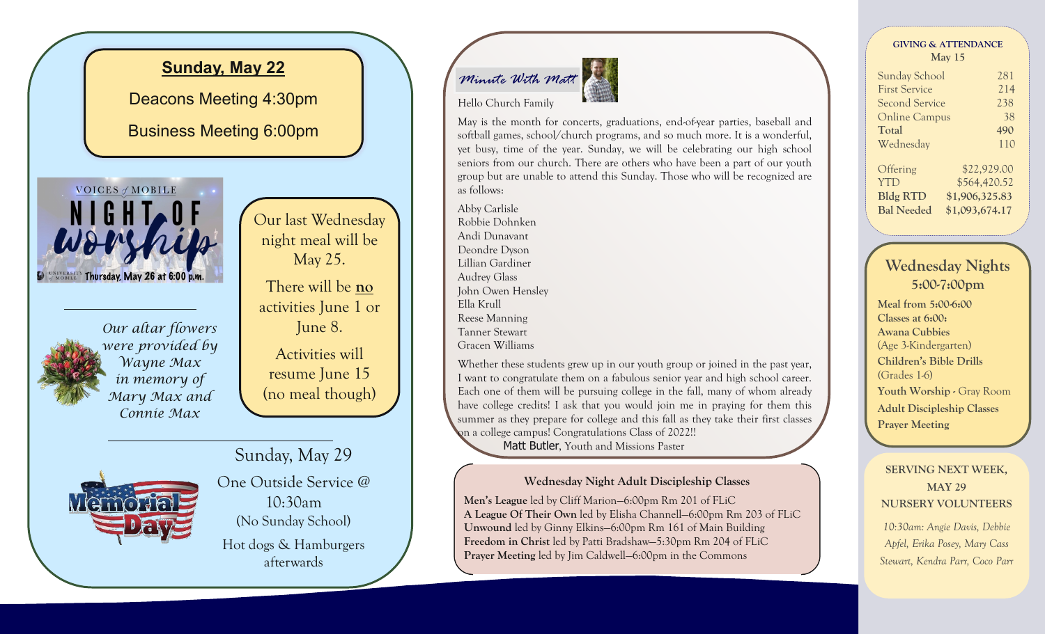## Sunday, May 22

Deacons Meeting 4:30pm

Business Meeting 6:00pm

VOICES of MOBILE NIGHT OF worship

Thursday, May 26 at 6:00 p.m.

*Our altar flowers were provided by Wayne Max in memory of Mary Max and Connie Max*

Our last Wednesday night meal will be May 25.

There will be **no** activities June 1 or June 8.

Activities will resume June 15 (no meal though)

Sunday, May 29

One Outside Service @ 10:30am

(No Sunday School)

Hot dogs & Hamburgers afterwards

## Minute With Matt

Hello Church Family

May is the month for concerts, graduations, end-of-year parties, baseball and softball games, school/church programs, and so much more. It is a wonderful, yet busy, time of the year. Sunday, we will be celebrating our high school seniors from our church. There are others who have been a part of our youth group but are unable to attend this Sunday. Those who will be recognized are as follows:

Abby Carlisle
Robbie Dohnken
Andi Dunavant
Deondre Dyson
Lillian Gardiner
Audrey Glass
John Owen Hensley
Ella Krull
Reese Manning
Tanner Stewart
Gracen Williams

Whether these students grew up in our youth group or joined in the past year, I want to congratulate them on a fabulous senior year and high school career. Each one of them will be pursuing college in the fall, many of whom already have college credits! I ask that you would join me in praying for them this summer as they prepare for college and this fall as they take their first classes on a college campus! Congratulations Class of 2022!!

Matt Butler, Youth and Missions Paster

### Wednesday Night Adult Discipleship Classes

**Men's League** led by Cliff Marion—6:00pm Rm 201 of FLiC
**A League Of Their Own** led by Elisha Channell—6:00pm Rm 203 of FLiC
**Unwound** led by Ginny Elkins—6:00pm Rm 161 of Main Building
**Freedom in Christ** led by Patti Bradshaw—5:30pm Rm 204 of FLiC
**Prayer Meeting** led by Jim Caldwell—6:00pm in the Commons

### GIVING & ATTENDANCE
May 15

| | |
|---|---|
| Sunday School | 281 |
| First Service | 214 |
| Second Service | 238 |
| Online Campus | 38 |
| **Total** | **490** |
| Wednesday | 110 |
| Offering | $22,929.00 |
| YTD | $564,420.52 |
| **Bldg RTD** | **$1,906,325.83** |
| **Bal Needed** | **$1,093,674.17** |

### Wednesday Nights
**5:00-7:00pm**

**Meal from 5:00-6:00**
**Classes at 6:00:**
**Awana Cubbies** (Age 3-Kindergarten)
**Children's Bible Drills** (Grades 1-6)
**Youth Worship** - Gray Room
**Adult Discipleship Classes**
**Prayer Meeting**

### SERVING NEXT WEEK, MAY 29
### NURSERY VOLUNTEERS

*10:30am: Angie Davis, Debbie Apfel, Erika Posey, Mary Cass Stewart, Kendra Parr, Coco Parr*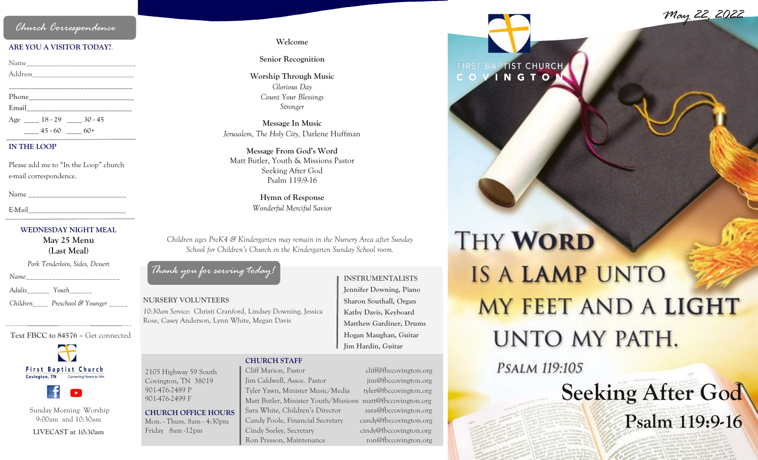## Church Correspondence

**ARE YOU A VISITOR TODAY?.**

Name_____________________________

Address___________________________

__________________________________

Phone____________________________

Email____________________________

Age ____ 18 - 29 ____ 30 - 45

____ 45 - 60 ____ 60+

**IN THE LOOP**

Please add me to "In the Loop" church e-mail correspondence.

Name ___________________________

E-Mail___________________________

**WEDNESDAY NIGHT MEAL**

**May 25 Menu**
**(Last Meal)**

*Pork Tenderloin, Sides, Dessert*

*Name*__________________________

*Adults*______ *Youth*______

*Children*____ *Preschool & Younger* _____

Text FBCC to 84576 – Get connected

First Baptist Church
Covington, TN — Connecting Hearts to Him

Sunday Morning Worship
9:00am and 10:30am

**LIVECAST at 10:30am**

---

**Welcome**

**Senior Recognition**

**Worship Through Music**
*Glorious Day*
*Count Your Blessings*
*Stronger*

**Message In Music**
*Jerusalem, The Holy City,* Darlene Huffman

**Message From God's Word**
Matt Butler, Youth & Missions Pastor
Seeking After God
Psalm 119:9-16

**Hymn of Response**
*Wonderful Merciful Savior*

*Children ages PreK4 & Kindergarten may remain in the Nursery Area after Sunday School for Children's Church in the Kindergarten Sunday School room.*

## Thank you for serving today!

**NURSERY VOLUNTEERS**

*10:30am Service:* Christi Cranford, Lindsey Downing, Jessica Rose, Casey Anderson, Lynn White, Megan Davis

**INSTRUMENTALISTS**
Jennifer Downing, Piano
Sharon Southall, Organ
Kathy Davis, Keyboard
Matthew Gardiner, Drums
Hogan Maughan, Guitar
Jim Hardin, Guitar

2105 Highway 59 South
Covington, TN 38019
901-476-2489 P
901-476-2499 F

**CHURCH OFFICE HOURS**
Mon. - Thurs. 8am - 4:30pm
Friday 8am -12pm

**CHURCH STAFF**

| | |
|---|---|
| Cliff Marion, Pastor | cliff@fbccovington.org |
| Jim Caldwell, Assoc. Pastor | jim@fbccovington.org |
| Tyler Yawn, Minister Music/Media | tyler@fbccovington.org |
| Matt Butler, Minister Youth/Missions | matt@fbccovington.org |
| Sara White, Children's Director | sara@fbccovington.org |
| Candy Poole, Financial Secretary | candy@fbccovington.org |
| Cindy Seeley, Secretary | cindy@fbccovington.org |
| Ron Presson, Maintenance | ron@fbccovington.org |

---

*May 22, 2022*

FIRST BAPTIST CHURCH
COVINGTON

THY WORD IS A LAMP UNTO MY FEET AND A LIGHT UNTO MY PATH.
PSALM 119:105

# Seeking After God
## Psalm 119:9-16